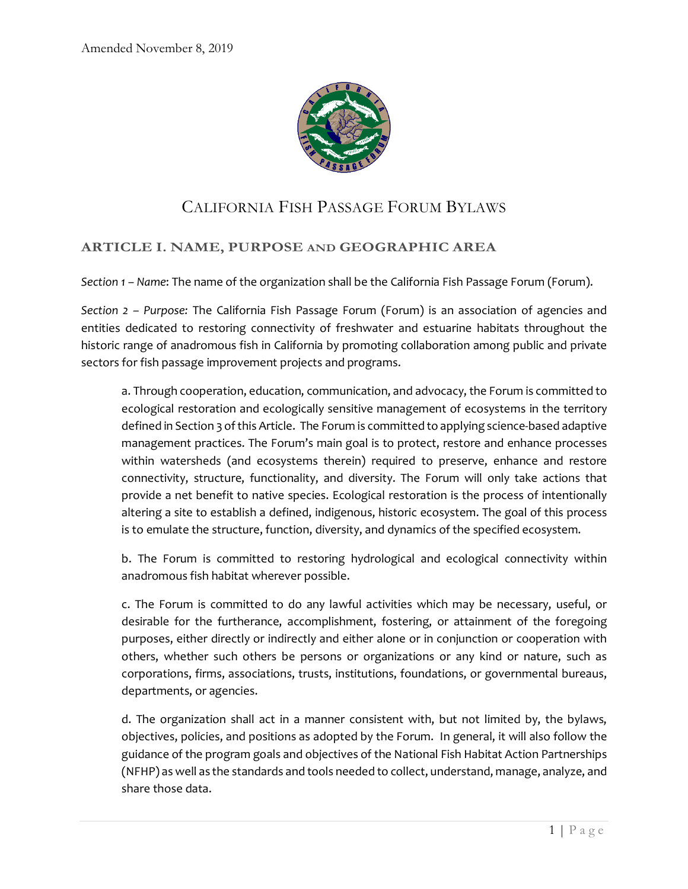Amended November 8, 2019

# California Fish Passage Forum Bylaws

## ARTICLE I. NAME, PURPOSE AND GEOGRAPHIC AREA

*Section 1 – Name*: The name of the organization shall be the California Fish Passage Forum (Forum).

*Section 2 – Purpose:* The California Fish Passage Forum (Forum) is an association of agencies and entities dedicated to restoring connectivity of freshwater and estuarine habitats throughout the historic range of anadromous fish in California by promoting collaboration among public and private sectors for fish passage improvement projects and programs.

a. Through cooperation, education, communication, and advocacy, the Forum is committed to ecological restoration and ecologically sensitive management of ecosystems in the territory defined in Section 3 of this Article. The Forum is committed to applying science-based adaptive management practices. The Forum's main goal is to protect, restore and enhance processes within watersheds (and ecosystems therein) required to preserve, enhance and restore connectivity, structure, functionality, and diversity. The Forum will only take actions that provide a net benefit to native species. Ecological restoration is the process of intentionally altering a site to establish a defined, indigenous, historic ecosystem. The goal of this process is to emulate the structure, function, diversity, and dynamics of the specified ecosystem.

b. The Forum is committed to restoring hydrological and ecological connectivity within anadromous fish habitat wherever possible.

c. The Forum is committed to do any lawful activities which may be necessary, useful, or desirable for the furtherance, accomplishment, fostering, or attainment of the foregoing purposes, either directly or indirectly and either alone or in conjunction or cooperation with others, whether such others be persons or organizations or any kind or nature, such as corporations, firms, associations, trusts, institutions, foundations, or governmental bureaus, departments, or agencies.

d. The organization shall act in a manner consistent with, but not limited by, the bylaws, objectives, policies, and positions as adopted by the Forum. In general, it will also follow the guidance of the program goals and objectives of the National Fish Habitat Action Partnerships (NFHP) as well as the standards and tools needed to collect, understand, manage, analyze, and share those data.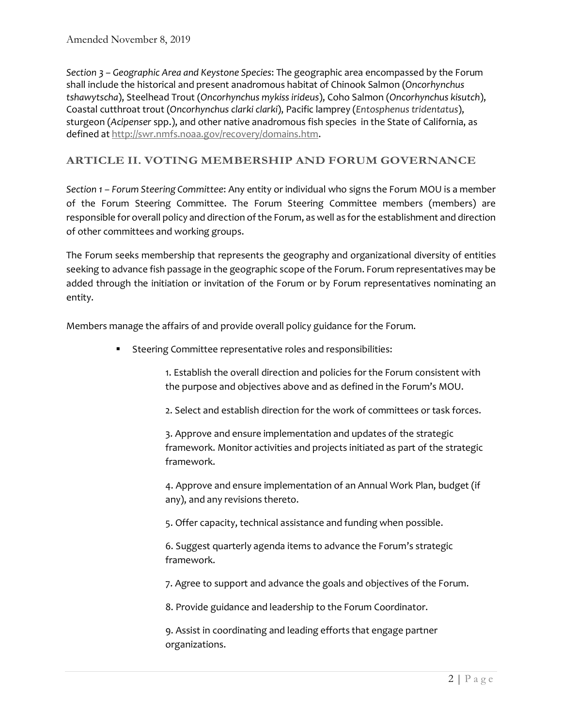*Section 3 – Geographic Area and Keystone Species*: The geographic area encompassed by the Forum shall include the historical and present anadromous habitat of Chinook Salmon (*Oncorhynchus tshawytscha*), Steelhead Trout (*Oncorhynchus mykiss irideus*), Coho Salmon (*Oncorhynchus kisutch*), Coastal cutthroat trout (*Oncorhynchus clarki clarki*), Pacific lamprey (*Entosphenus tridentatus*), sturgeon (*Acipenser* spp.), and other native anadromous fish species in the State of California, as defined at http://swr.nmfs.noaa.gov/recovery/domains.htm.

## ARTICLE II. VOTING MEMBERSHIP AND FORUM GOVERNANCE

*Section 1 – Forum Steering Committee*: Any entity or individual who signs the Forum MOU is a member of the Forum Steering Committee. The Forum Steering Committee members (members) are responsible for overall policy and direction of the Forum, as well as for the establishment and direction of other committees and working groups.

The Forum seeks membership that represents the geography and organizational diversity of entities seeking to advance fish passage in the geographic scope of the Forum. Forum representatives may be added through the initiation or invitation of the Forum or by Forum representatives nominating an entity.

Members manage the affairs of and provide overall policy guidance for the Forum.

- Steering Committee representative roles and responsibilities:

  1. Establish the overall direction and policies for the Forum consistent with the purpose and objectives above and as defined in the Forum's MOU.

  2. Select and establish direction for the work of committees or task forces.

  3. Approve and ensure implementation and updates of the strategic framework. Monitor activities and projects initiated as part of the strategic framework.

  4. Approve and ensure implementation of an Annual Work Plan, budget (if any), and any revisions thereto.

  5. Offer capacity, technical assistance and funding when possible.

  6. Suggest quarterly agenda items to advance the Forum's strategic framework.

  7. Agree to support and advance the goals and objectives of the Forum.

  8. Provide guidance and leadership to the Forum Coordinator.

  9. Assist in coordinating and leading efforts that engage partner organizations.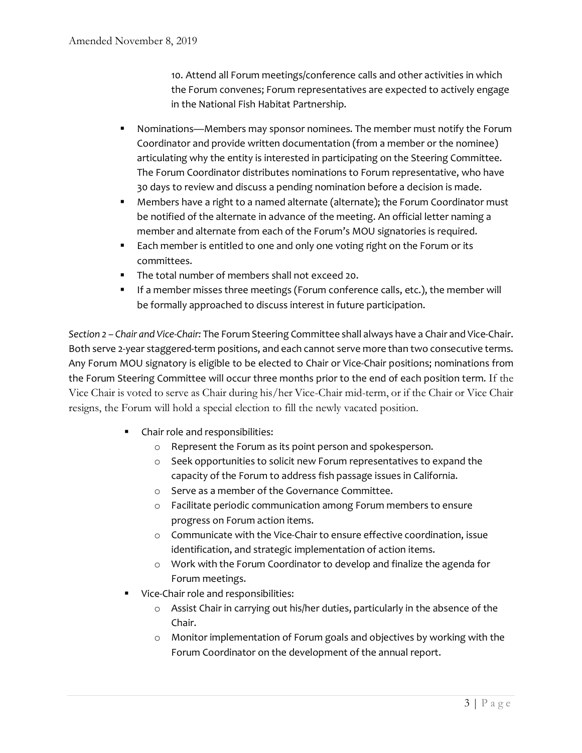10. Attend all Forum meetings/conference calls and other activities in which the Forum convenes; Forum representatives are expected to actively engage in the National Fish Habitat Partnership.

- Nominations—Members may sponsor nominees. The member must notify the Forum Coordinator and provide written documentation (from a member or the nominee) articulating why the entity is interested in participating on the Steering Committee. The Forum Coordinator distributes nominations to Forum representative, who have 30 days to review and discuss a pending nomination before a decision is made.
- Members have a right to a named alternate (alternate); the Forum Coordinator must be notified of the alternate in advance of the meeting. An official letter naming a member and alternate from each of the Forum's MOU signatories is required.
- Each member is entitled to one and only one voting right on the Forum or its committees.
- The total number of members shall not exceed 20.
- If a member misses three meetings (Forum conference calls, etc.), the member will be formally approached to discuss interest in future participation.

*Section 2 – Chair and Vice-Chair:* The Forum Steering Committee shall always have a Chair and Vice-Chair. Both serve 2-year staggered-term positions, and each cannot serve more than two consecutive terms. Any Forum MOU signatory is eligible to be elected to Chair or Vice-Chair positions; nominations from the Forum Steering Committee will occur three months prior to the end of each position term. If the Vice Chair is voted to serve as Chair during his/her Vice-Chair mid-term, or if the Chair or Vice Chair resigns, the Forum will hold a special election to fill the newly vacated position.

- Chair role and responsibilities:
  - Represent the Forum as its point person and spokesperson.
  - Seek opportunities to solicit new Forum representatives to expand the capacity of the Forum to address fish passage issues in California.
  - Serve as a member of the Governance Committee.
  - Facilitate periodic communication among Forum members to ensure progress on Forum action items.
  - Communicate with the Vice-Chair to ensure effective coordination, issue identification, and strategic implementation of action items.
  - Work with the Forum Coordinator to develop and finalize the agenda for Forum meetings.
- Vice-Chair role and responsibilities:
  - Assist Chair in carrying out his/her duties, particularly in the absence of the Chair.
  - Monitor implementation of Forum goals and objectives by working with the Forum Coordinator on the development of the annual report.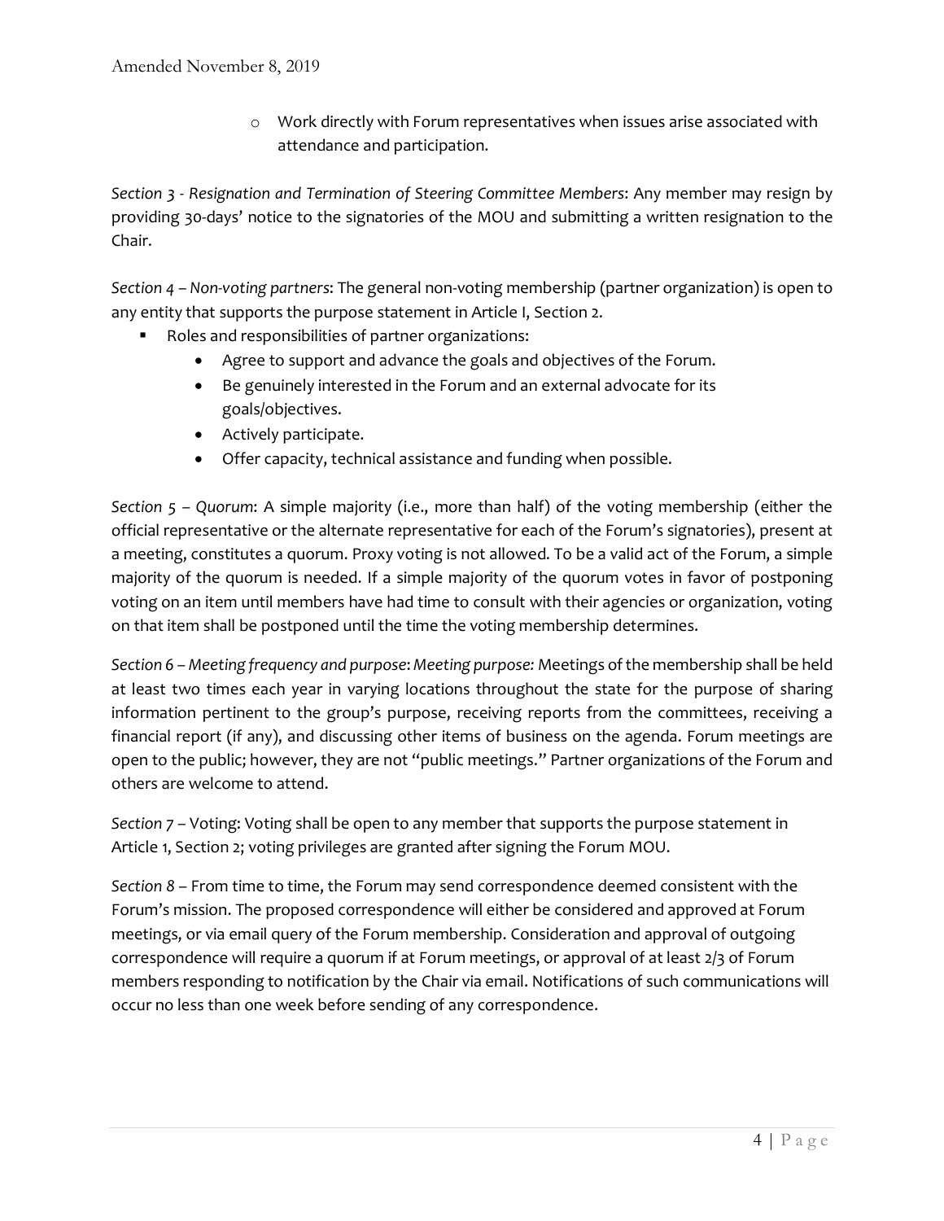- Work directly with Forum representatives when issues arise associated with attendance and participation.

*Section 3 - Resignation and Termination of Steering Committee Members*: Any member may resign by providing 30-days' notice to the signatories of the MOU and submitting a written resignation to the Chair.

*Section 4 – Non-voting partners*: The general non-voting membership (partner organization) is open to any entity that supports the purpose statement in Article I, Section 2.

- Roles and responsibilities of partner organizations:
  - Agree to support and advance the goals and objectives of the Forum.
  - Be genuinely interested in the Forum and an external advocate for its goals/objectives.
  - Actively participate.
  - Offer capacity, technical assistance and funding when possible.

*Section 5 – Quorum*: A simple majority (i.e., more than half) of the voting membership (either the official representative or the alternate representative for each of the Forum's signatories), present at a meeting, constitutes a quorum. Proxy voting is not allowed. To be a valid act of the Forum, a simple majority of the quorum is needed. If a simple majority of the quorum votes in favor of postponing voting on an item until members have had time to consult with their agencies or organization, voting on that item shall be postponed until the time the voting membership determines.

*Section 6 – Meeting frequency and purpose*: *Meeting purpose:* Meetings of the membership shall be held at least two times each year in varying locations throughout the state for the purpose of sharing information pertinent to the group's purpose, receiving reports from the committees, receiving a financial report (if any), and discussing other items of business on the agenda. Forum meetings are open to the public; however, they are not "public meetings." Partner organizations of the Forum and others are welcome to attend.

*Section 7* – Voting: Voting shall be open to any member that supports the purpose statement in Article 1, Section 2; voting privileges are granted after signing the Forum MOU.

*Section 8* – From time to time, the Forum may send correspondence deemed consistent with the Forum's mission. The proposed correspondence will either be considered and approved at Forum meetings, or via email query of the Forum membership. Consideration and approval of outgoing correspondence will require a quorum if at Forum meetings, or approval of at least 2/3 of Forum members responding to notification by the Chair via email. Notifications of such communications will occur no less than one week before sending of any correspondence.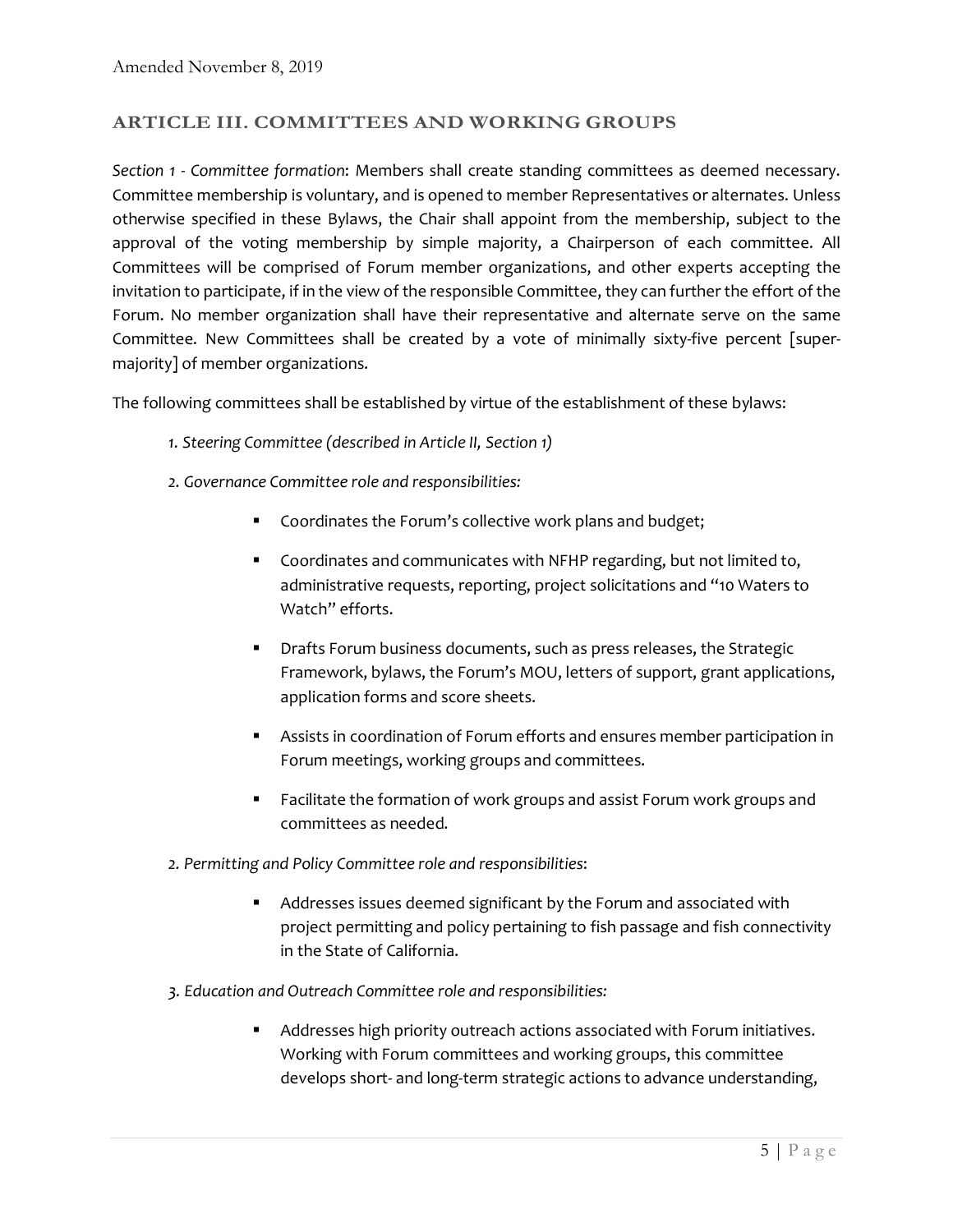## ARTICLE III. COMMITTEES AND WORKING GROUPS

*Section 1 - Committee formation*: Members shall create standing committees as deemed necessary. Committee membership is voluntary, and is opened to member Representatives or alternates. Unless otherwise specified in these Bylaws, the Chair shall appoint from the membership, subject to the approval of the voting membership by simple majority, a Chairperson of each committee. All Committees will be comprised of Forum member organizations, and other experts accepting the invitation to participate, if in the view of the responsible Committee, they can further the effort of the Forum. No member organization shall have their representative and alternate serve on the same Committee. New Committees shall be created by a vote of minimally sixty-five percent [super-majority] of member organizations.

The following committees shall be established by virtue of the establishment of these bylaws:

*1. Steering Committee (described in Article II, Section 1)*

*2. Governance Committee role and responsibilities:*

- Coordinates the Forum's collective work plans and budget;
- Coordinates and communicates with NFHP regarding, but not limited to, administrative requests, reporting, project solicitations and "10 Waters to Watch" efforts.
- Drafts Forum business documents, such as press releases, the Strategic Framework, bylaws, the Forum's MOU, letters of support, grant applications, application forms and score sheets.
- Assists in coordination of Forum efforts and ensures member participation in Forum meetings, working groups and committees.
- Facilitate the formation of work groups and assist Forum work groups and committees as needed.

*2. Permitting and Policy Committee role and responsibilities*:

- Addresses issues deemed significant by the Forum and associated with project permitting and policy pertaining to fish passage and fish connectivity in the State of California.

*3. Education and Outreach Committee role and responsibilities:*

- Addresses high priority outreach actions associated with Forum initiatives. Working with Forum committees and working groups, this committee develops short- and long-term strategic actions to advance understanding,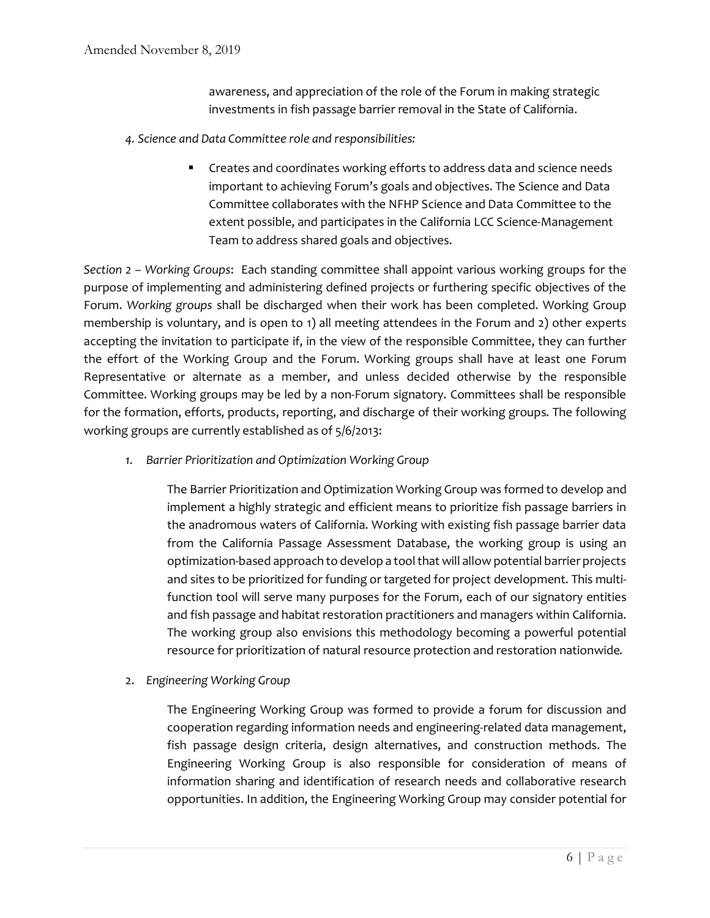awareness, and appreciation of the role of the Forum in making strategic investments in fish passage barrier removal in the State of California.

*4. Science and Data Committee role and responsibilities:*

- Creates and coordinates working efforts to address data and science needs important to achieving Forum's goals and objectives. The Science and Data Committee collaborates with the NFHP Science and Data Committee to the extent possible, and participates in the California LCC Science-Management Team to address shared goals and objectives.

*Section 2 – Working Groups*: Each standing committee shall appoint various working groups for the purpose of implementing and administering defined projects or furthering specific objectives of the Forum. *Working groups* shall be discharged when their work has been completed. Working Group membership is voluntary, and is open to 1) all meeting attendees in the Forum and 2) other experts accepting the invitation to participate if, in the view of the responsible Committee, they can further the effort of the Working Group and the Forum. Working groups shall have at least one Forum Representative or alternate as a member, and unless decided otherwise by the responsible Committee. Working groups may be led by a non-Forum signatory. Committees shall be responsible for the formation, efforts, products, reporting, and discharge of their working groups. The following working groups are currently established as of 5/6/2013:

1. *Barrier Prioritization and Optimization Working Group*

   The Barrier Prioritization and Optimization Working Group was formed to develop and implement a highly strategic and efficient means to prioritize fish passage barriers in the anadromous waters of California. Working with existing fish passage barrier data from the California Passage Assessment Database, the working group is using an optimization-based approach to develop a tool that will allow potential barrier projects and sites to be prioritized for funding or targeted for project development. This multi-function tool will serve many purposes for the Forum, each of our signatory entities and fish passage and habitat restoration practitioners and managers within California. The working group also envisions this methodology becoming a powerful potential resource for prioritization of natural resource protection and restoration nationwide.

2. *Engineering Working Group*

   The Engineering Working Group was formed to provide a forum for discussion and cooperation regarding information needs and engineering-related data management, fish passage design criteria, design alternatives, and construction methods. The Engineering Working Group is also responsible for consideration of means of information sharing and identification of research needs and collaborative research opportunities. In addition, the Engineering Working Group may consider potential for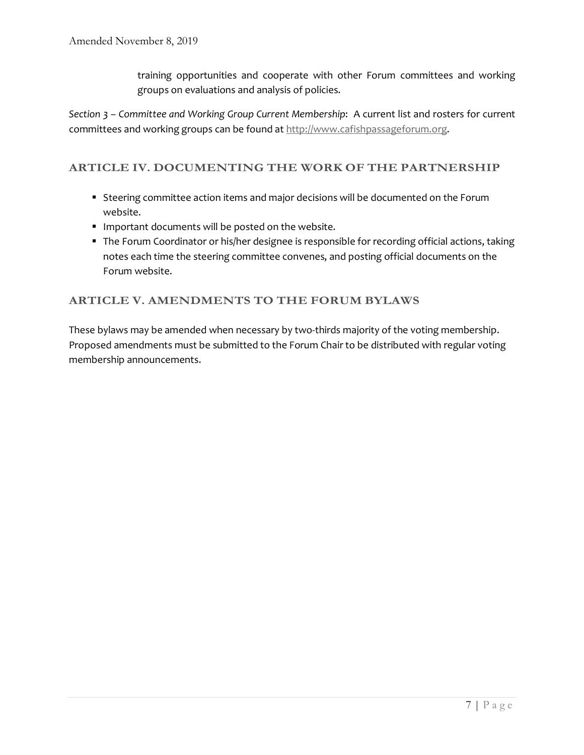training opportunities and cooperate with other Forum committees and working groups on evaluations and analysis of policies.

*Section 3 – Committee and Working Group Current Membership*: A current list and rosters for current committees and working groups can be found at http://www.cafishpassageforum.org.

## ARTICLE IV. DOCUMENTING THE WORK OF THE PARTNERSHIP

- Steering committee action items and major decisions will be documented on the Forum website.
- Important documents will be posted on the website.
- The Forum Coordinator or his/her designee is responsible for recording official actions, taking notes each time the steering committee convenes, and posting official documents on the Forum website.

## ARTICLE V. AMENDMENTS TO THE FORUM BYLAWS

These bylaws may be amended when necessary by two-thirds majority of the voting membership. Proposed amendments must be submitted to the Forum Chair to be distributed with regular voting membership announcements.